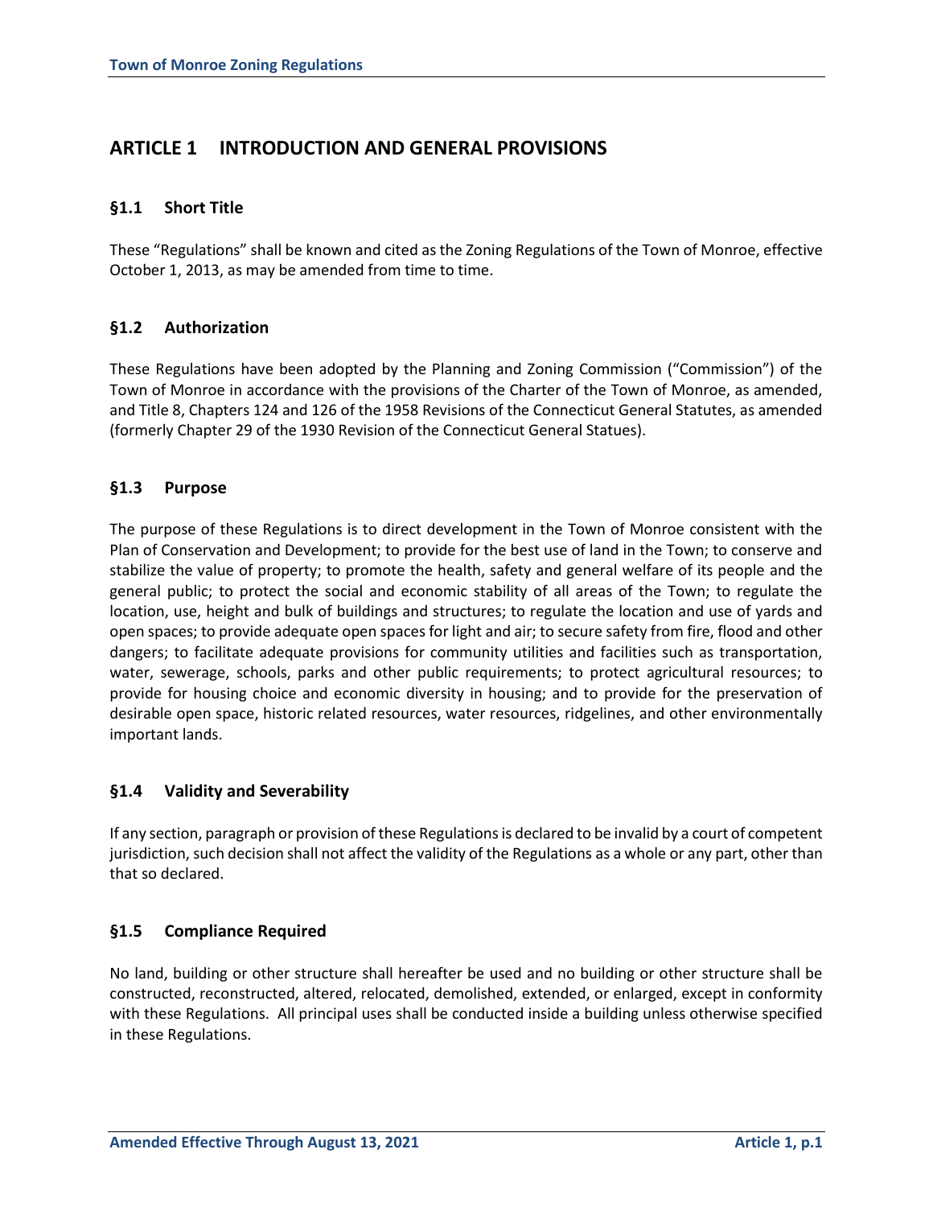# ARTICLE 1 INTRODUCTION AND GENERAL PROVISIONS

## §1.1 Short Title

These "Regulations" shall be known and cited as the Zoning Regulations of the Town of Monroe, effective October 1, 2013, as may be amended from time to time.

## §1.2 Authorization

These Regulations have been adopted by the Planning and Zoning Commission ("Commission") of the Town of Monroe in accordance with the provisions of the Charter of the Town of Monroe, as amended, and Title 8, Chapters 124 and 126 of the 1958 Revisions of the Connecticut General Statutes, as amended (formerly Chapter 29 of the 1930 Revision of the Connecticut General Statues).

## §1.3 Purpose

The purpose of these Regulations is to direct development in the Town of Monroe consistent with the Plan of Conservation and Development; to provide for the best use of land in the Town; to conserve and stabilize the value of property; to promote the health, safety and general welfare of its people and the general public; to protect the social and economic stability of all areas of the Town; to regulate the location, use, height and bulk of buildings and structures; to regulate the location and use of yards and open spaces; to provide adequate open spaces for light and air; to secure safety from fire, flood and other dangers; to facilitate adequate provisions for community utilities and facilities such as transportation, water, sewerage, schools, parks and other public requirements; to protect agricultural resources; to provide for housing choice and economic diversity in housing; and to provide for the preservation of desirable open space, historic related resources, water resources, ridgelines, and other environmentally important lands.

## §1.4 Validity and Severability

If any section, paragraph or provision of these Regulations is declared to be invalid by a court of competent jurisdiction, such decision shall not affect the validity of the Regulations as a whole or any part, other than that so declared.

## §1.5 Compliance Required

No land, building or other structure shall hereafter be used and no building or other structure shall be constructed, reconstructed, altered, relocated, demolished, extended, or enlarged, except in conformity with these Regulations. All principal uses shall be conducted inside a building unless otherwise specified in these Regulations.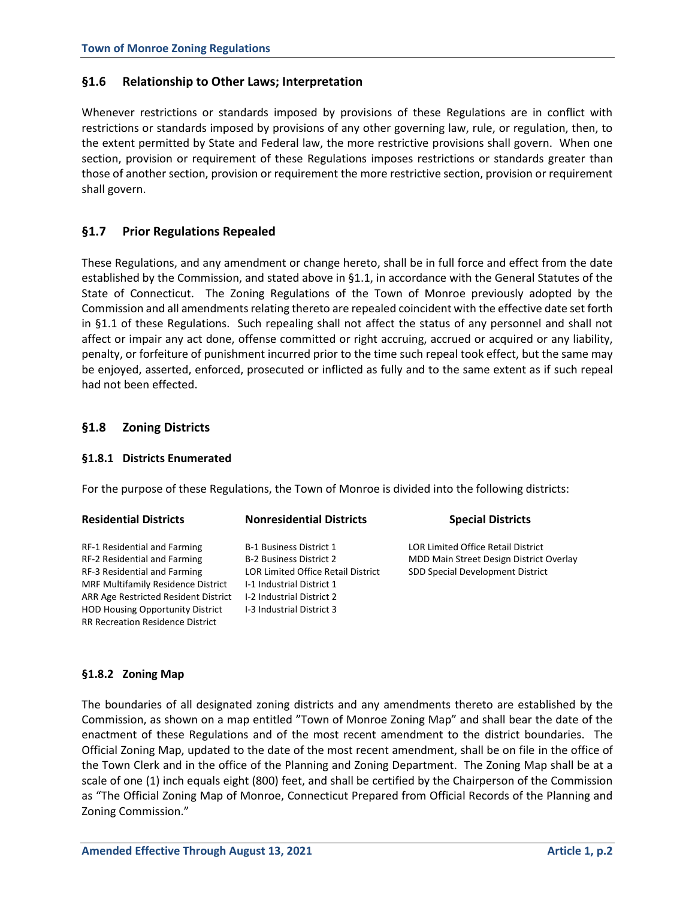## §1.6 Relationship to Other Laws; Interpretation

Whenever restrictions or standards imposed by provisions of these Regulations are in conflict with restrictions or standards imposed by provisions of any other governing law, rule, or regulation, then, to the extent permitted by State and Federal law, the more restrictive provisions shall govern. When one section, provision or requirement of these Regulations imposes restrictions or standards greater than those of another section, provision or requirement the more restrictive section, provision or requirement shall govern.

## §1.7 Prior Regulations Repealed

These Regulations, and any amendment or change hereto, shall be in full force and effect from the date established by the Commission, and stated above in §1.1, in accordance with the General Statutes of the State of Connecticut. The Zoning Regulations of the Town of Monroe previously adopted by the Commission and all amendments relating thereto are repealed coincident with the effective date set forth in §1.1 of these Regulations. Such repealing shall not affect the status of any personnel and shall not affect or impair any act done, offense committed or right accruing, accrued or acquired or any liability, penalty, or forfeiture of punishment incurred prior to the time such repeal took effect, but the same may be enjoyed, asserted, enforced, prosecuted or inflicted as fully and to the same extent as if such repeal had not been effected.

## §1.8 Zoning Districts

### §1.8.1 Districts Enumerated

For the purpose of these Regulations, the Town of Monroe is divided into the following districts:

| Residential Districts | Nonresidential Districts | Special Districts |
|---|---|---|
| RF-1 Residential and Farming | B-1 Business District 1 | LOR Limited Office Retail District |
| RF-2 Residential and Farming | B-2 Business District 2 | MDD Main Street Design District Overlay |
| RF-3 Residential and Farming | LOR Limited Office Retail District | SDD Special Development District |
| MRF Multifamily Residence District | I-1 Industrial District 1 | |
| ARR Age Restricted Resident District | I-2 Industrial District 2 | |
| HOD Housing Opportunity District | I-3 Industrial District 3 | |
| RR Recreation Residence District | | |

### §1.8.2 Zoning Map

The boundaries of all designated zoning districts and any amendments thereto are established by the Commission, as shown on a map entitled "Town of Monroe Zoning Map" and shall bear the date of the enactment of these Regulations and of the most recent amendment to the district boundaries. The Official Zoning Map, updated to the date of the most recent amendment, shall be on file in the office of the Town Clerk and in the office of the Planning and Zoning Department. The Zoning Map shall be at a scale of one (1) inch equals eight (800) feet, and shall be certified by the Chairperson of the Commission as "The Official Zoning Map of Monroe, Connecticut Prepared from Official Records of the Planning and Zoning Commission."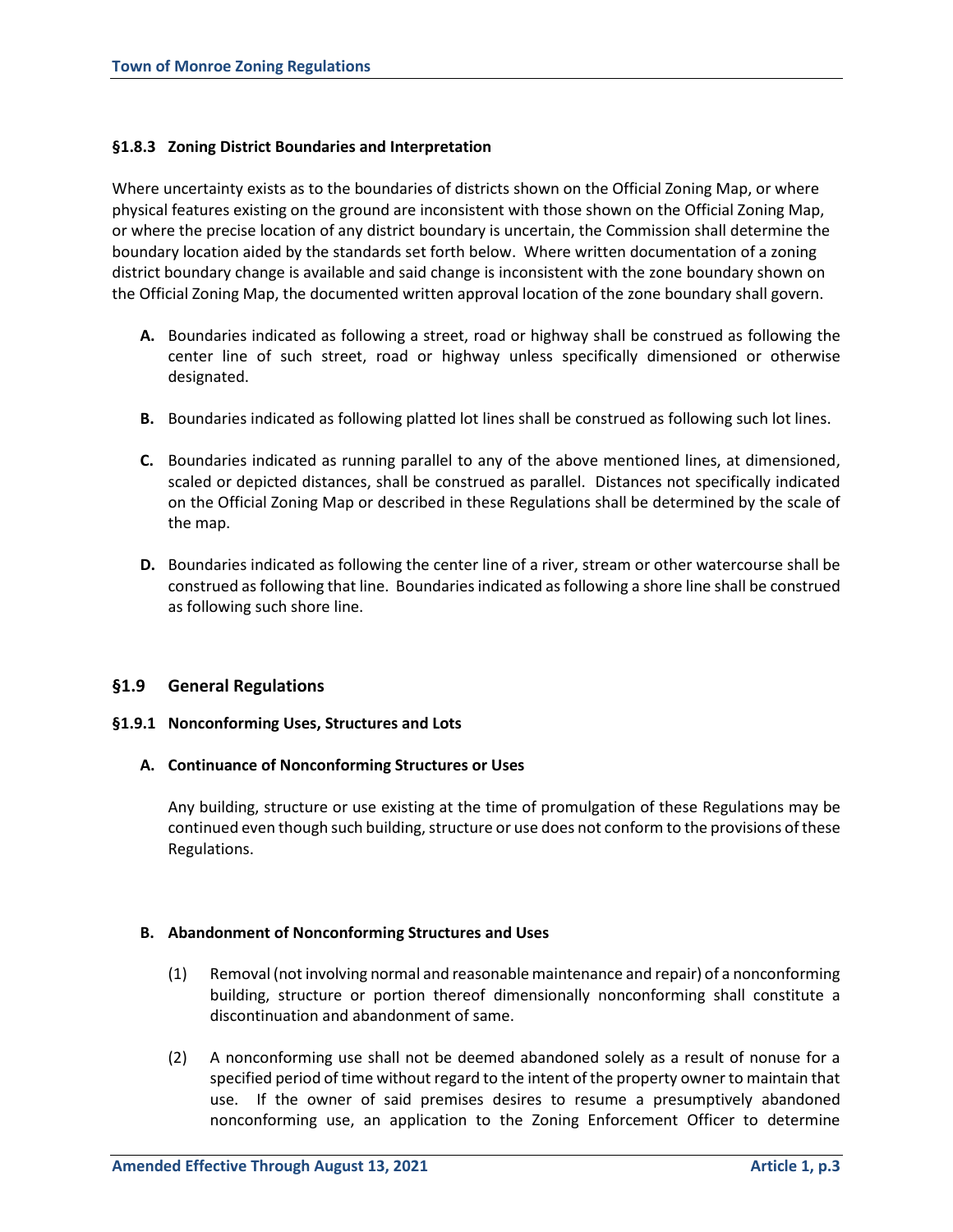#### §1.8.3 Zoning District Boundaries and Interpretation

Where uncertainty exists as to the boundaries of districts shown on the Official Zoning Map, or where physical features existing on the ground are inconsistent with those shown on the Official Zoning Map, or where the precise location of any district boundary is uncertain, the Commission shall determine the boundary location aided by the standards set forth below. Where written documentation of a zoning district boundary change is available and said change is inconsistent with the zone boundary shown on the Official Zoning Map, the documented written approval location of the zone boundary shall govern.

**A.** Boundaries indicated as following a street, road or highway shall be construed as following the center line of such street, road or highway unless specifically dimensioned or otherwise designated.

**B.** Boundaries indicated as following platted lot lines shall be construed as following such lot lines.

**C.** Boundaries indicated as running parallel to any of the above mentioned lines, at dimensioned, scaled or depicted distances, shall be construed as parallel. Distances not specifically indicated on the Official Zoning Map or described in these Regulations shall be determined by the scale of the map.

**D.** Boundaries indicated as following the center line of a river, stream or other watercourse shall be construed as following that line. Boundaries indicated as following a shore line shall be construed as following such shore line.

## §1.9 General Regulations

#### §1.9.1 Nonconforming Uses, Structures and Lots

**A. Continuance of Nonconforming Structures or Uses**

Any building, structure or use existing at the time of promulgation of these Regulations may be continued even though such building, structure or use does not conform to the provisions of these Regulations.

**B. Abandonment of Nonconforming Structures and Uses**

(1) Removal (not involving normal and reasonable maintenance and repair) of a nonconforming building, structure or portion thereof dimensionally nonconforming shall constitute a discontinuation and abandonment of same.

(2) A nonconforming use shall not be deemed abandoned solely as a result of nonuse for a specified period of time without regard to the intent of the property owner to maintain that use. If the owner of said premises desires to resume a presumptively abandoned nonconforming use, an application to the Zoning Enforcement Officer to determine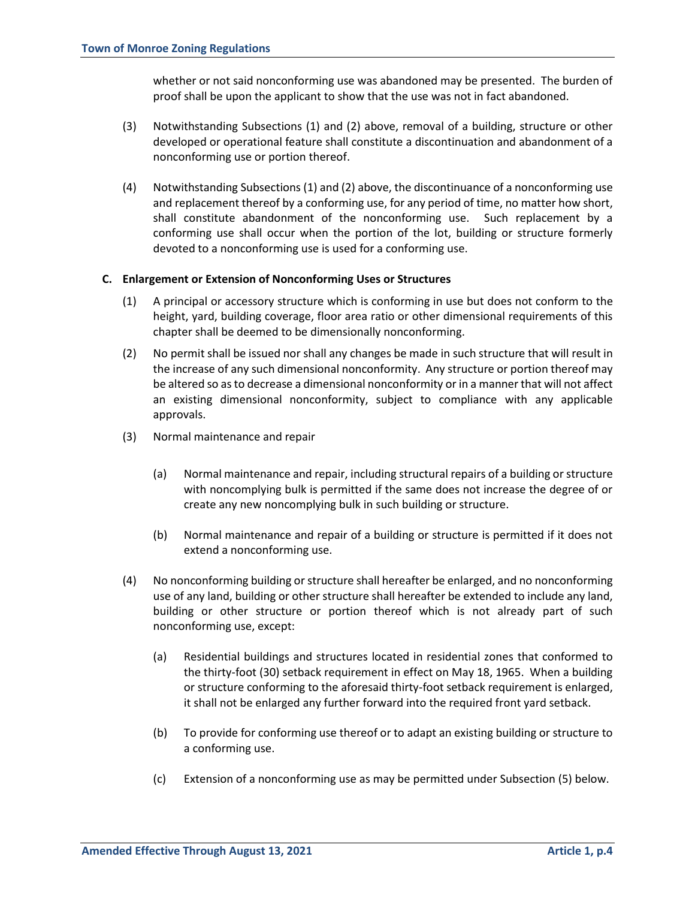whether or not said nonconforming use was abandoned may be presented. The burden of proof shall be upon the applicant to show that the use was not in fact abandoned.

(3) Notwithstanding Subsections (1) and (2) above, removal of a building, structure or other developed or operational feature shall constitute a discontinuation and abandonment of a nonconforming use or portion thereof.

(4) Notwithstanding Subsections (1) and (2) above, the discontinuance of a nonconforming use and replacement thereof by a conforming use, for any period of time, no matter how short, shall constitute abandonment of the nonconforming use. Such replacement by a conforming use shall occur when the portion of the lot, building or structure formerly devoted to a nonconforming use is used for a conforming use.

**C. Enlargement or Extension of Nonconforming Uses or Structures**

(1) A principal or accessory structure which is conforming in use but does not conform to the height, yard, building coverage, floor area ratio or other dimensional requirements of this chapter shall be deemed to be dimensionally nonconforming.

(2) No permit shall be issued nor shall any changes be made in such structure that will result in the increase of any such dimensional nonconformity. Any structure or portion thereof may be altered so as to decrease a dimensional nonconformity or in a manner that will not affect an existing dimensional nonconformity, subject to compliance with any applicable approvals.

(3) Normal maintenance and repair

(a) Normal maintenance and repair, including structural repairs of a building or structure with noncomplying bulk is permitted if the same does not increase the degree of or create any new noncomplying bulk in such building or structure.

(b) Normal maintenance and repair of a building or structure is permitted if it does not extend a nonconforming use.

(4) No nonconforming building or structure shall hereafter be enlarged, and no nonconforming use of any land, building or other structure shall hereafter be extended to include any land, building or other structure or portion thereof which is not already part of such nonconforming use, except:

(a) Residential buildings and structures located in residential zones that conformed to the thirty-foot (30) setback requirement in effect on May 18, 1965. When a building or structure conforming to the aforesaid thirty-foot setback requirement is enlarged, it shall not be enlarged any further forward into the required front yard setback.

(b) To provide for conforming use thereof or to adapt an existing building or structure to a conforming use.

(c) Extension of a nonconforming use as may be permitted under Subsection (5) below.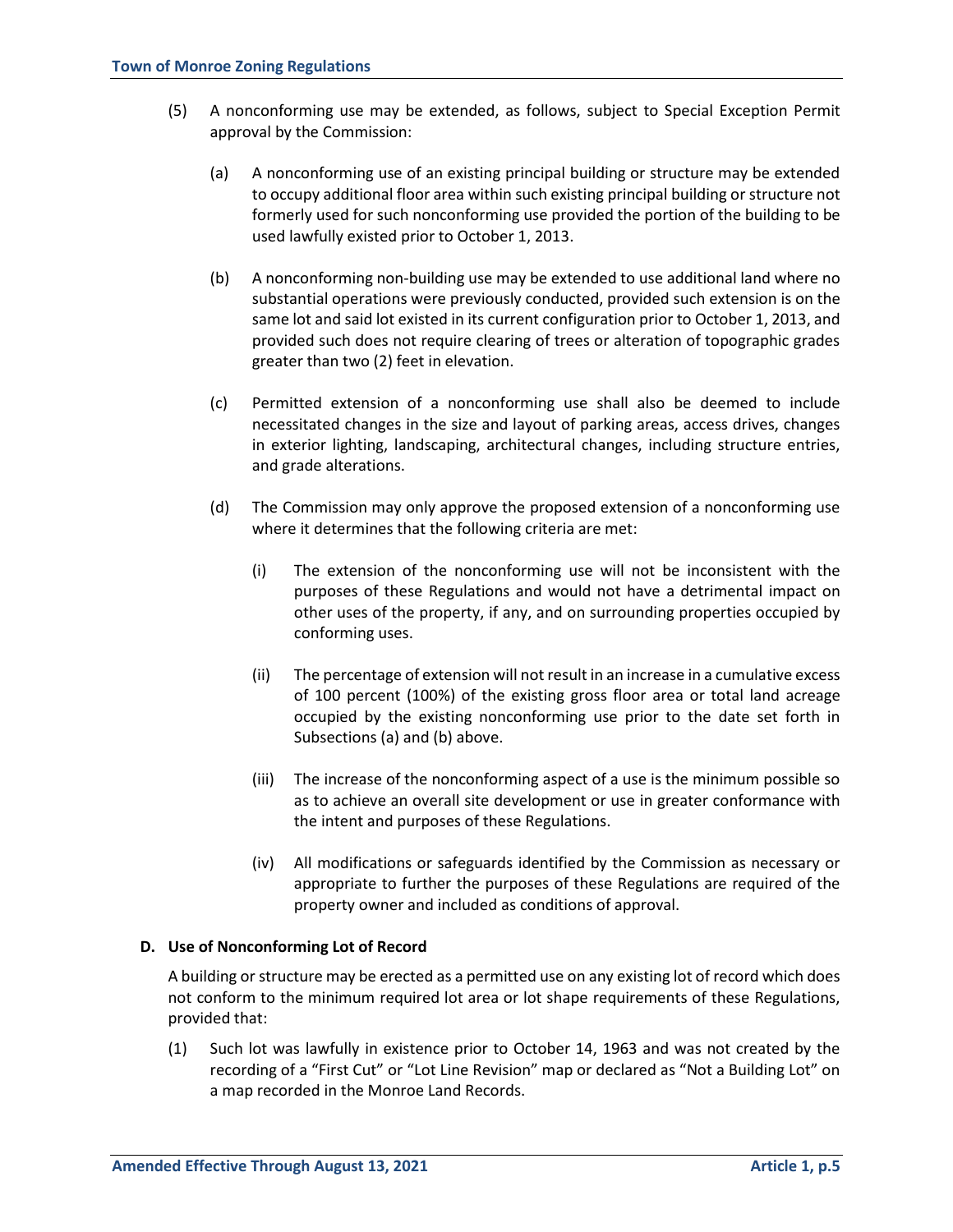(5) A nonconforming use may be extended, as follows, subject to Special Exception Permit approval by the Commission:

  (a) A nonconforming use of an existing principal building or structure may be extended to occupy additional floor area within such existing principal building or structure not formerly used for such nonconforming use provided the portion of the building to be used lawfully existed prior to October 1, 2013.

  (b) A nonconforming non-building use may be extended to use additional land where no substantial operations were previously conducted, provided such extension is on the same lot and said lot existed in its current configuration prior to October 1, 2013, and provided such does not require clearing of trees or alteration of topographic grades greater than two (2) feet in elevation.

  (c) Permitted extension of a nonconforming use shall also be deemed to include necessitated changes in the size and layout of parking areas, access drives, changes in exterior lighting, landscaping, architectural changes, including structure entries, and grade alterations.

  (d) The Commission may only approve the proposed extension of a nonconforming use where it determines that the following criteria are met:

    (i) The extension of the nonconforming use will not be inconsistent with the purposes of these Regulations and would not have a detrimental impact on other uses of the property, if any, and on surrounding properties occupied by conforming uses.

    (ii) The percentage of extension will not result in an increase in a cumulative excess of 100 percent (100%) of the existing gross floor area or total land acreage occupied by the existing nonconforming use prior to the date set forth in Subsections (a) and (b) above.

    (iii) The increase of the nonconforming aspect of a use is the minimum possible so as to achieve an overall site development or use in greater conformance with the intent and purposes of these Regulations.

    (iv) All modifications or safeguards identified by the Commission as necessary or appropriate to further the purposes of these Regulations are required of the property owner and included as conditions of approval.

**D. Use of Nonconforming Lot of Record**

A building or structure may be erected as a permitted use on any existing lot of record which does not conform to the minimum required lot area or lot shape requirements of these Regulations, provided that:

(1) Such lot was lawfully in existence prior to October 14, 1963 and was not created by the recording of a "First Cut" or "Lot Line Revision" map or declared as "Not a Building Lot" on a map recorded in the Monroe Land Records.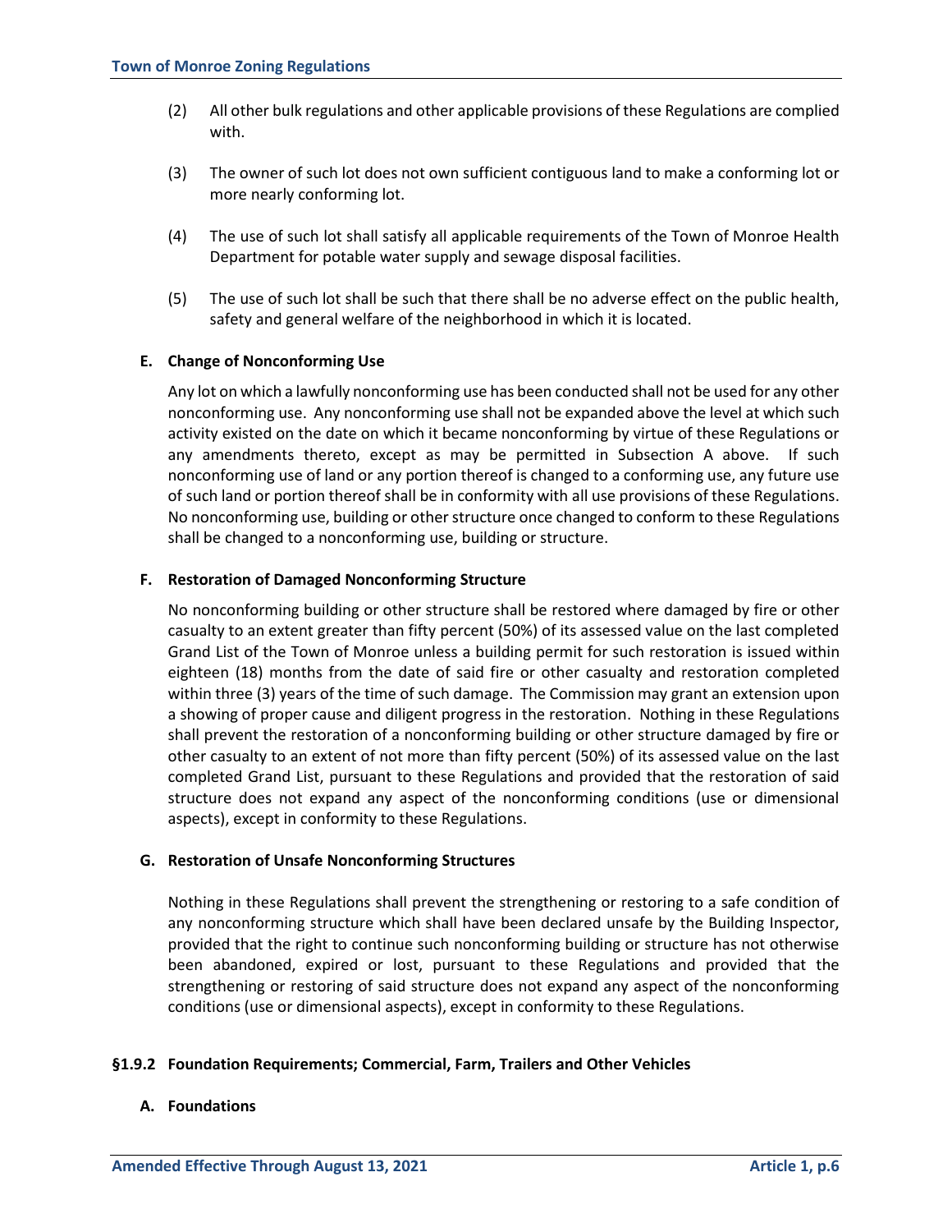(2) All other bulk regulations and other applicable provisions of these Regulations are complied with.

(3) The owner of such lot does not own sufficient contiguous land to make a conforming lot or more nearly conforming lot.

(4) The use of such lot shall satisfy all applicable requirements of the Town of Monroe Health Department for potable water supply and sewage disposal facilities.

(5) The use of such lot shall be such that there shall be no adverse effect on the public health, safety and general welfare of the neighborhood in which it is located.

**E. Change of Nonconforming Use**

Any lot on which a lawfully nonconforming use has been conducted shall not be used for any other nonconforming use. Any nonconforming use shall not be expanded above the level at which such activity existed on the date on which it became nonconforming by virtue of these Regulations or any amendments thereto, except as may be permitted in Subsection A above. If such nonconforming use of land or any portion thereof is changed to a conforming use, any future use of such land or portion thereof shall be in conformity with all use provisions of these Regulations. No nonconforming use, building or other structure once changed to conform to these Regulations shall be changed to a nonconforming use, building or structure.

**F. Restoration of Damaged Nonconforming Structure**

No nonconforming building or other structure shall be restored where damaged by fire or other casualty to an extent greater than fifty percent (50%) of its assessed value on the last completed Grand List of the Town of Monroe unless a building permit for such restoration is issued within eighteen (18) months from the date of said fire or other casualty and restoration completed within three (3) years of the time of such damage. The Commission may grant an extension upon a showing of proper cause and diligent progress in the restoration. Nothing in these Regulations shall prevent the restoration of a nonconforming building or other structure damaged by fire or other casualty to an extent of not more than fifty percent (50%) of its assessed value on the last completed Grand List, pursuant to these Regulations and provided that the restoration of said structure does not expand any aspect of the nonconforming conditions (use or dimensional aspects), except in conformity to these Regulations.

**G. Restoration of Unsafe Nonconforming Structures**

Nothing in these Regulations shall prevent the strengthening or restoring to a safe condition of any nonconforming structure which shall have been declared unsafe by the Building Inspector, provided that the right to continue such nonconforming building or structure has not otherwise been abandoned, expired or lost, pursuant to these Regulations and provided that the strengthening or restoring of said structure does not expand any aspect of the nonconforming conditions (use or dimensional aspects), except in conformity to these Regulations.

### §1.9.2 Foundation Requirements; Commercial, Farm, Trailers and Other Vehicles

**A. Foundations**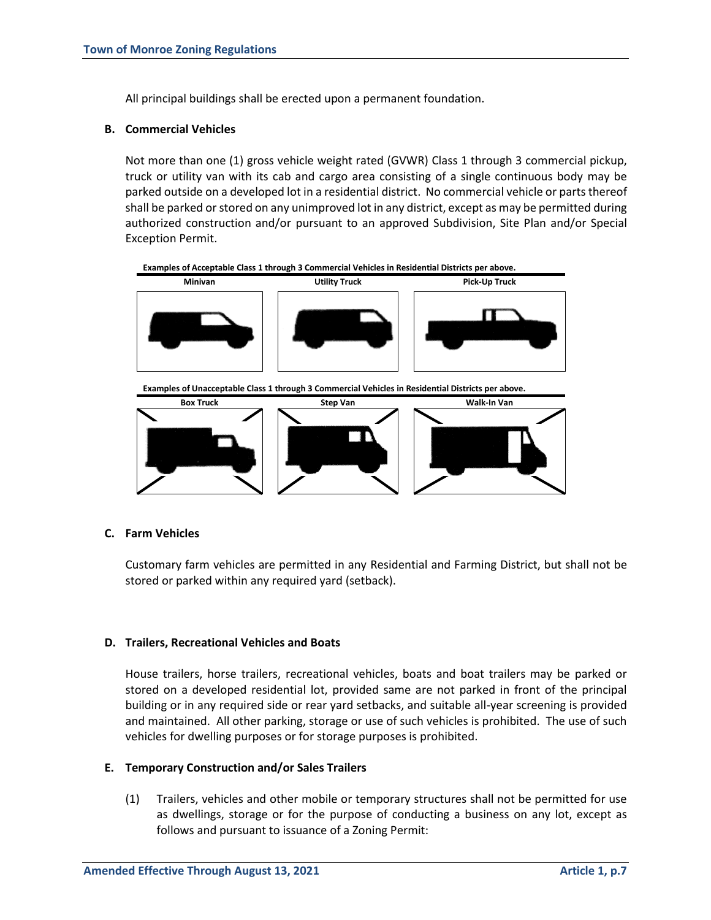All principal buildings shall be erected upon a permanent foundation.

**B. Commercial Vehicles**

Not more than one (1) gross vehicle weight rated (GVWR) Class 1 through 3 commercial pickup, truck or utility van with its cab and cargo area consisting of a single continuous body may be parked outside on a developed lot in a residential district. No commercial vehicle or parts thereof shall be parked or stored on any unimproved lot in any district, except as may be permitted during authorized construction and/or pursuant to an approved Subdivision, Site Plan and/or Special Exception Permit.

**Examples of Acceptable Class 1 through 3 Commercial Vehicles in Residential Districts per above.**

| Minivan | Utility Truck | Pick-Up Truck |
|---|---|---|

**Examples of Unacceptable Class 1 through 3 Commercial Vehicles in Residential Districts per above.**

| Box Truck | Step Van | Walk-In Van |
|---|---|---|

**C. Farm Vehicles**

Customary farm vehicles are permitted in any Residential and Farming District, but shall not be stored or parked within any required yard (setback).

**D. Trailers, Recreational Vehicles and Boats**

House trailers, horse trailers, recreational vehicles, boats and boat trailers may be parked or stored on a developed residential lot, provided same are not parked in front of the principal building or in any required side or rear yard setbacks, and suitable all-year screening is provided and maintained. All other parking, storage or use of such vehicles is prohibited. The use of such vehicles for dwelling purposes or for storage purposes is prohibited.

**E. Temporary Construction and/or Sales Trailers**

(1) Trailers, vehicles and other mobile or temporary structures shall not be permitted for use as dwellings, storage or for the purpose of conducting a business on any lot, except as follows and pursuant to issuance of a Zoning Permit: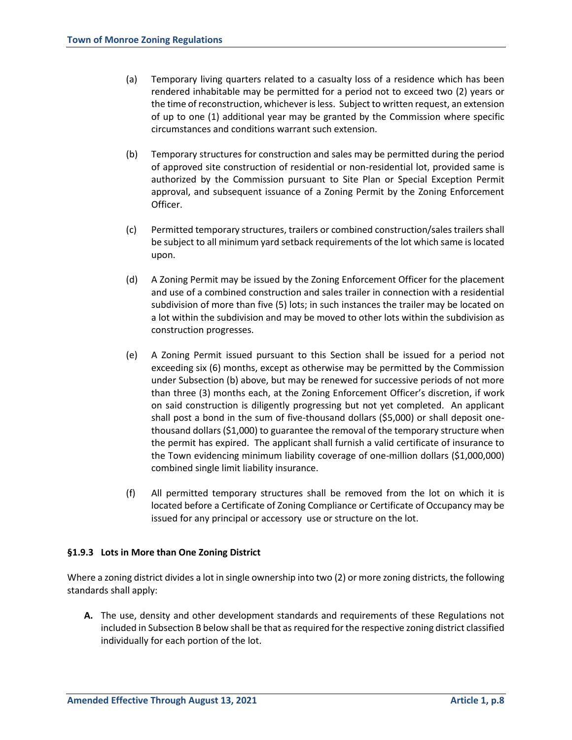(a) Temporary living quarters related to a casualty loss of a residence which has been rendered inhabitable may be permitted for a period not to exceed two (2) years or the time of reconstruction, whichever is less. Subject to written request, an extension of up to one (1) additional year may be granted by the Commission where specific circumstances and conditions warrant such extension.

(b) Temporary structures for construction and sales may be permitted during the period of approved site construction of residential or non-residential lot, provided same is authorized by the Commission pursuant to Site Plan or Special Exception Permit approval, and subsequent issuance of a Zoning Permit by the Zoning Enforcement Officer.

(c) Permitted temporary structures, trailers or combined construction/sales trailers shall be subject to all minimum yard setback requirements of the lot which same is located upon.

(d) A Zoning Permit may be issued by the Zoning Enforcement Officer for the placement and use of a combined construction and sales trailer in connection with a residential subdivision of more than five (5) lots; in such instances the trailer may be located on a lot within the subdivision and may be moved to other lots within the subdivision as construction progresses.

(e) A Zoning Permit issued pursuant to this Section shall be issued for a period not exceeding six (6) months, except as otherwise may be permitted by the Commission under Subsection (b) above, but may be renewed for successive periods of not more than three (3) months each, at the Zoning Enforcement Officer's discretion, if work on said construction is diligently progressing but not yet completed. An applicant shall post a bond in the sum of five-thousand dollars ($5,000) or shall deposit one-thousand dollars ($1,000) to guarantee the removal of the temporary structure when the permit has expired. The applicant shall furnish a valid certificate of insurance to the Town evidencing minimum liability coverage of one-million dollars ($1,000,000) combined single limit liability insurance.

(f) All permitted temporary structures shall be removed from the lot on which it is located before a Certificate of Zoning Compliance or Certificate of Occupancy may be issued for any principal or accessory use or structure on the lot.

### §1.9.3 Lots in More than One Zoning District

Where a zoning district divides a lot in single ownership into two (2) or more zoning districts, the following standards shall apply:

**A.** The use, density and other development standards and requirements of these Regulations not included in Subsection B below shall be that as required for the respective zoning district classified individually for each portion of the lot.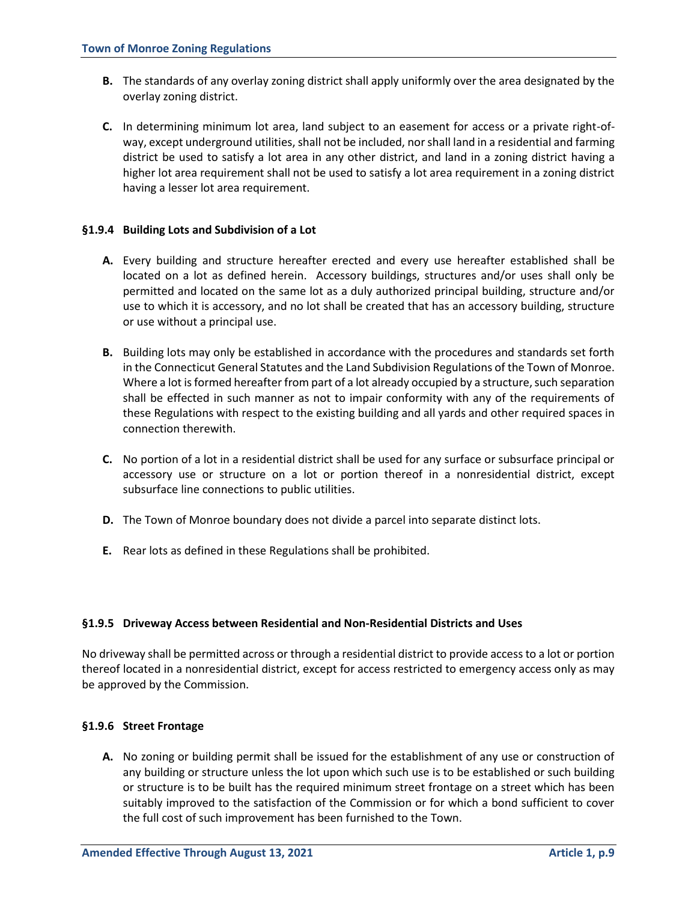**B.** The standards of any overlay zoning district shall apply uniformly over the area designated by the overlay zoning district.

**C.** In determining minimum lot area, land subject to an easement for access or a private right-of-way, except underground utilities, shall not be included, nor shall land in a residential and farming district be used to satisfy a lot area in any other district, and land in a zoning district having a higher lot area requirement shall not be used to satisfy a lot area requirement in a zoning district having a lesser lot area requirement.

#### §1.9.4 Building Lots and Subdivision of a Lot

**A.** Every building and structure hereafter erected and every use hereafter established shall be located on a lot as defined herein. Accessory buildings, structures and/or uses shall only be permitted and located on the same lot as a duly authorized principal building, structure and/or use to which it is accessory, and no lot shall be created that has an accessory building, structure or use without a principal use.

**B.** Building lots may only be established in accordance with the procedures and standards set forth in the Connecticut General Statutes and the Land Subdivision Regulations of the Town of Monroe. Where a lot is formed hereafter from part of a lot already occupied by a structure, such separation shall be effected in such manner as not to impair conformity with any of the requirements of these Regulations with respect to the existing building and all yards and other required spaces in connection therewith.

**C.** No portion of a lot in a residential district shall be used for any surface or subsurface principal or accessory use or structure on a lot or portion thereof in a nonresidential district, except subsurface line connections to public utilities.

**D.** The Town of Monroe boundary does not divide a parcel into separate distinct lots.

**E.** Rear lots as defined in these Regulations shall be prohibited.

#### §1.9.5 Driveway Access between Residential and Non-Residential Districts and Uses

No driveway shall be permitted across or through a residential district to provide access to a lot or portion thereof located in a nonresidential district, except for access restricted to emergency access only as may be approved by the Commission.

#### §1.9.6 Street Frontage

**A.** No zoning or building permit shall be issued for the establishment of any use or construction of any building or structure unless the lot upon which such use is to be established or such building or structure is to be built has the required minimum street frontage on a street which has been suitably improved to the satisfaction of the Commission or for which a bond sufficient to cover the full cost of such improvement has been furnished to the Town.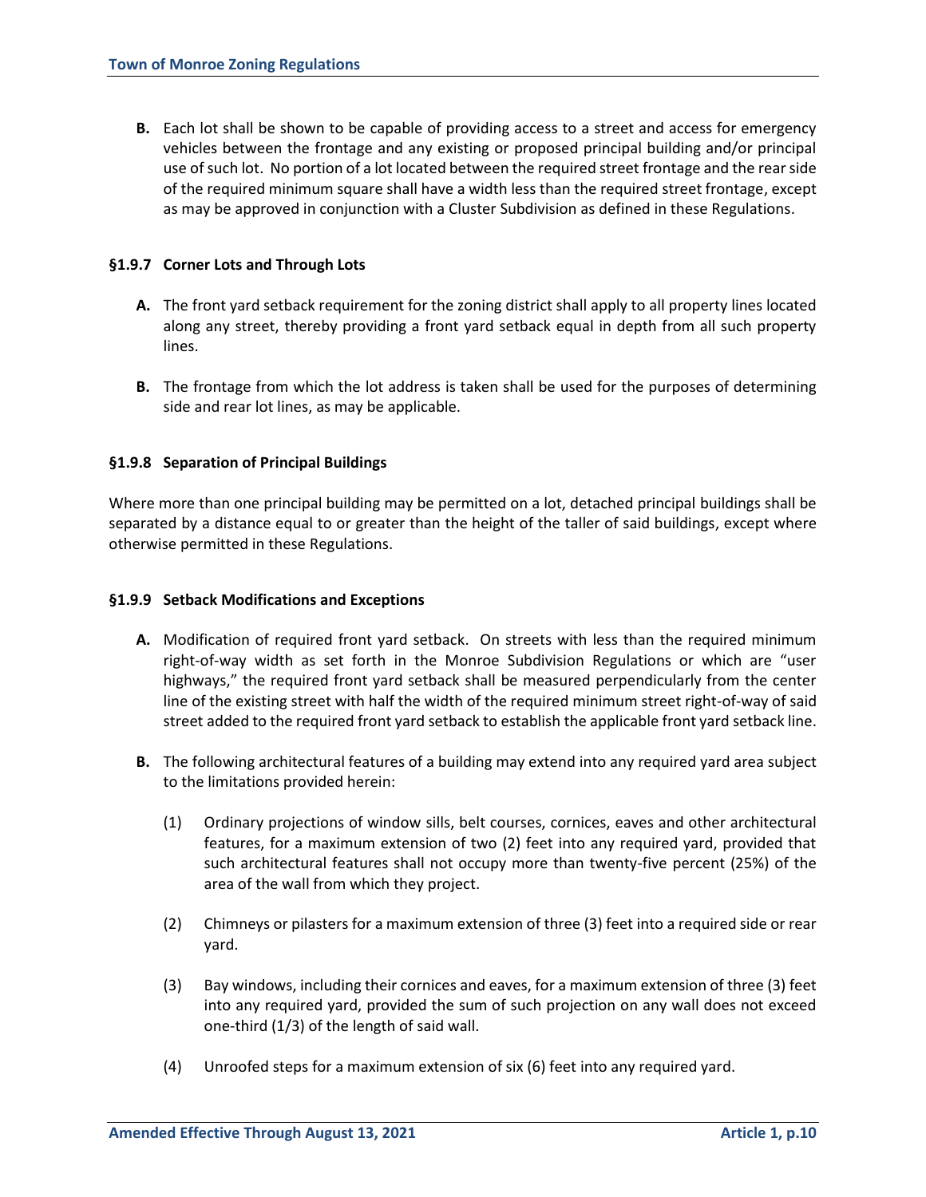**B.** Each lot shall be shown to be capable of providing access to a street and access for emergency vehicles between the frontage and any existing or proposed principal building and/or principal use of such lot. No portion of a lot located between the required street frontage and the rear side of the required minimum square shall have a width less than the required street frontage, except as may be approved in conjunction with a Cluster Subdivision as defined in these Regulations.

### §1.9.7 Corner Lots and Through Lots

**A.** The front yard setback requirement for the zoning district shall apply to all property lines located along any street, thereby providing a front yard setback equal in depth from all such property lines.

**B.** The frontage from which the lot address is taken shall be used for the purposes of determining side and rear lot lines, as may be applicable.

### §1.9.8 Separation of Principal Buildings

Where more than one principal building may be permitted on a lot, detached principal buildings shall be separated by a distance equal to or greater than the height of the taller of said buildings, except where otherwise permitted in these Regulations.

### §1.9.9 Setback Modifications and Exceptions

**A.** Modification of required front yard setback. On streets with less than the required minimum right-of-way width as set forth in the Monroe Subdivision Regulations or which are "user highways," the required front yard setback shall be measured perpendicularly from the center line of the existing street with half the width of the required minimum street right-of-way of said street added to the required front yard setback to establish the applicable front yard setback line.

**B.** The following architectural features of a building may extend into any required yard area subject to the limitations provided herein:

(1) Ordinary projections of window sills, belt courses, cornices, eaves and other architectural features, for a maximum extension of two (2) feet into any required yard, provided that such architectural features shall not occupy more than twenty-five percent (25%) of the area of the wall from which they project.

(2) Chimneys or pilasters for a maximum extension of three (3) feet into a required side or rear yard.

(3) Bay windows, including their cornices and eaves, for a maximum extension of three (3) feet into any required yard, provided the sum of such projection on any wall does not exceed one-third (1/3) of the length of said wall.

(4) Unroofed steps for a maximum extension of six (6) feet into any required yard.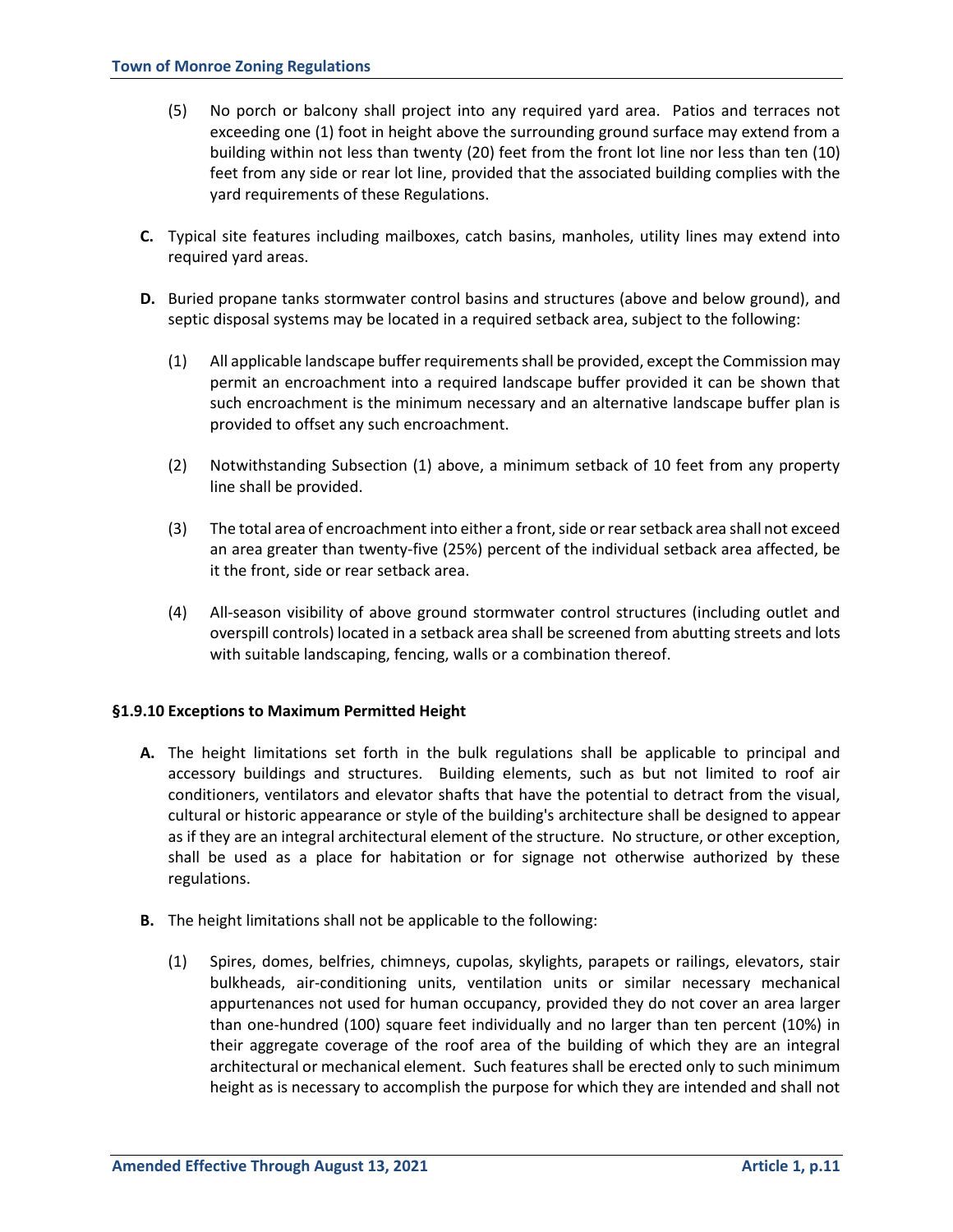(5) No porch or balcony shall project into any required yard area. Patios and terraces not exceeding one (1) foot in height above the surrounding ground surface may extend from a building within not less than twenty (20) feet from the front lot line nor less than ten (10) feet from any side or rear lot line, provided that the associated building complies with the yard requirements of these Regulations.

**C.** Typical site features including mailboxes, catch basins, manholes, utility lines may extend into required yard areas.

**D.** Buried propane tanks stormwater control basins and structures (above and below ground), and septic disposal systems may be located in a required setback area, subject to the following:

(1) All applicable landscape buffer requirements shall be provided, except the Commission may permit an encroachment into a required landscape buffer provided it can be shown that such encroachment is the minimum necessary and an alternative landscape buffer plan is provided to offset any such encroachment.

(2) Notwithstanding Subsection (1) above, a minimum setback of 10 feet from any property line shall be provided.

(3) The total area of encroachment into either a front, side or rear setback area shall not exceed an area greater than twenty-five (25%) percent of the individual setback area affected, be it the front, side or rear setback area.

(4) All-season visibility of above ground stormwater control structures (including outlet and overspill controls) located in a setback area shall be screened from abutting streets and lots with suitable landscaping, fencing, walls or a combination thereof.

### §1.9.10 Exceptions to Maximum Permitted Height

**A.** The height limitations set forth in the bulk regulations shall be applicable to principal and accessory buildings and structures. Building elements, such as but not limited to roof air conditioners, ventilators and elevator shafts that have the potential to detract from the visual, cultural or historic appearance or style of the building's architecture shall be designed to appear as if they are an integral architectural element of the structure. No structure, or other exception, shall be used as a place for habitation or for signage not otherwise authorized by these regulations.

**B.** The height limitations shall not be applicable to the following:

(1) Spires, domes, belfries, chimneys, cupolas, skylights, parapets or railings, elevators, stair bulkheads, air-conditioning units, ventilation units or similar necessary mechanical appurtenances not used for human occupancy, provided they do not cover an area larger than one-hundred (100) square feet individually and no larger than ten percent (10%) in their aggregate coverage of the roof area of the building of which they are an integral architectural or mechanical element. Such features shall be erected only to such minimum height as is necessary to accomplish the purpose for which they are intended and shall not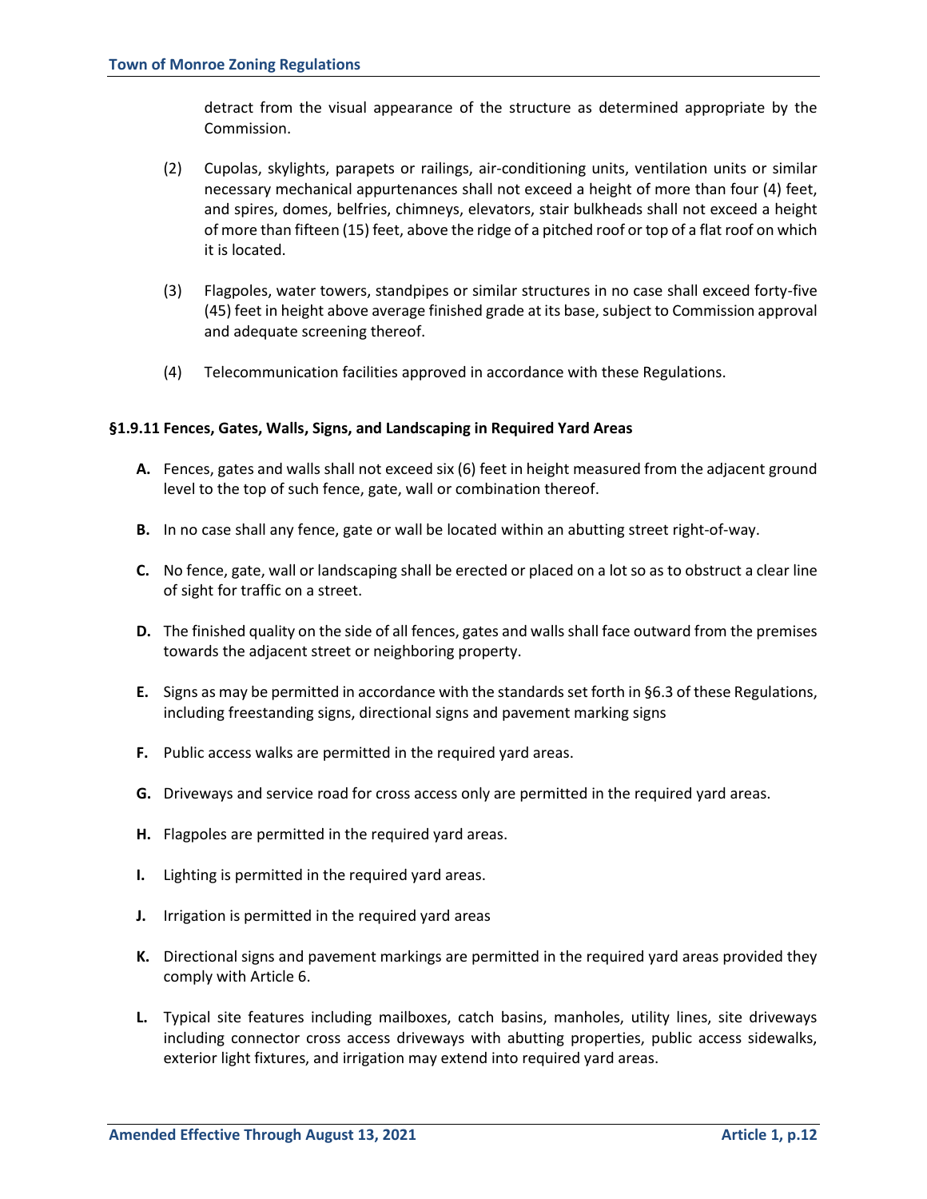detract from the visual appearance of the structure as determined appropriate by the Commission.

(2) Cupolas, skylights, parapets or railings, air-conditioning units, ventilation units or similar necessary mechanical appurtenances shall not exceed a height of more than four (4) feet, and spires, domes, belfries, chimneys, elevators, stair bulkheads shall not exceed a height of more than fifteen (15) feet, above the ridge of a pitched roof or top of a flat roof on which it is located.

(3) Flagpoles, water towers, standpipes or similar structures in no case shall exceed forty-five (45) feet in height above average finished grade at its base, subject to Commission approval and adequate screening thereof.

(4) Telecommunication facilities approved in accordance with these Regulations.

#### §1.9.11 Fences, Gates, Walls, Signs, and Landscaping in Required Yard Areas

**A.** Fences, gates and walls shall not exceed six (6) feet in height measured from the adjacent ground level to the top of such fence, gate, wall or combination thereof.

**B.** In no case shall any fence, gate or wall be located within an abutting street right-of-way.

**C.** No fence, gate, wall or landscaping shall be erected or placed on a lot so as to obstruct a clear line of sight for traffic on a street.

**D.** The finished quality on the side of all fences, gates and walls shall face outward from the premises towards the adjacent street or neighboring property.

**E.** Signs as may be permitted in accordance with the standards set forth in §6.3 of these Regulations, including freestanding signs, directional signs and pavement marking signs

**F.** Public access walks are permitted in the required yard areas.

**G.** Driveways and service road for cross access only are permitted in the required yard areas.

**H.** Flagpoles are permitted in the required yard areas.

**I.** Lighting is permitted in the required yard areas.

**J.** Irrigation is permitted in the required yard areas

**K.** Directional signs and pavement markings are permitted in the required yard areas provided they comply with Article 6.

**L.** Typical site features including mailboxes, catch basins, manholes, utility lines, site driveways including connector cross access driveways with abutting properties, public access sidewalks, exterior light fixtures, and irrigation may extend into required yard areas.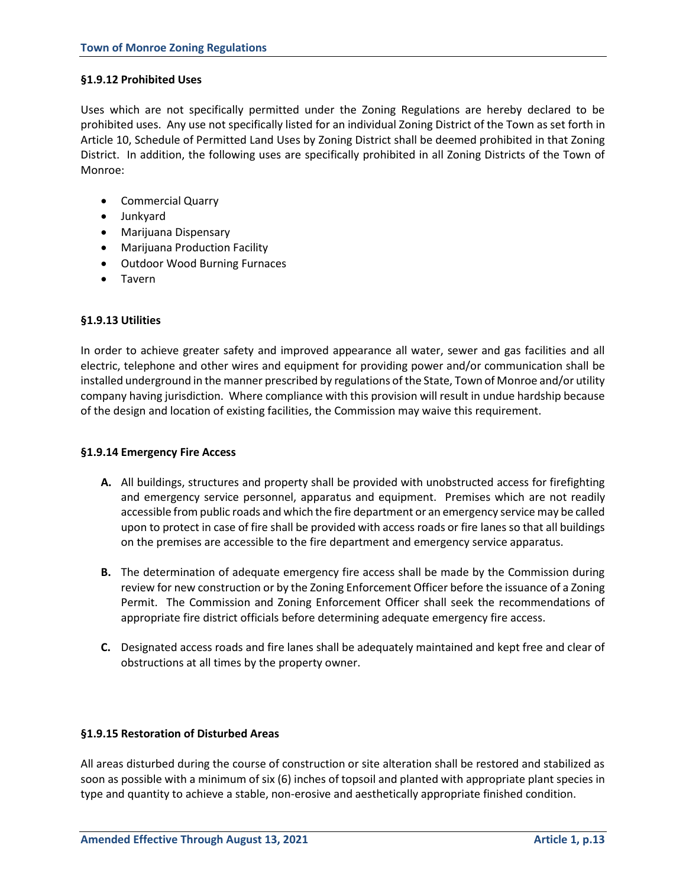### §1.9.12 Prohibited Uses

Uses which are not specifically permitted under the Zoning Regulations are hereby declared to be prohibited uses. Any use not specifically listed for an individual Zoning District of the Town as set forth in Article 10, Schedule of Permitted Land Uses by Zoning District shall be deemed prohibited in that Zoning District. In addition, the following uses are specifically prohibited in all Zoning Districts of the Town of Monroe:

- Commercial Quarry
- Junkyard
- Marijuana Dispensary
- Marijuana Production Facility
- Outdoor Wood Burning Furnaces
- Tavern

### §1.9.13 Utilities

In order to achieve greater safety and improved appearance all water, sewer and gas facilities and all electric, telephone and other wires and equipment for providing power and/or communication shall be installed underground in the manner prescribed by regulations of the State, Town of Monroe and/or utility company having jurisdiction. Where compliance with this provision will result in undue hardship because of the design and location of existing facilities, the Commission may waive this requirement.

### §1.9.14 Emergency Fire Access

**A.** All buildings, structures and property shall be provided with unobstructed access for firefighting and emergency service personnel, apparatus and equipment. Premises which are not readily accessible from public roads and which the fire department or an emergency service may be called upon to protect in case of fire shall be provided with access roads or fire lanes so that all buildings on the premises are accessible to the fire department and emergency service apparatus.

**B.** The determination of adequate emergency fire access shall be made by the Commission during review for new construction or by the Zoning Enforcement Officer before the issuance of a Zoning Permit. The Commission and Zoning Enforcement Officer shall seek the recommendations of appropriate fire district officials before determining adequate emergency fire access.

**C.** Designated access roads and fire lanes shall be adequately maintained and kept free and clear of obstructions at all times by the property owner.

### §1.9.15 Restoration of Disturbed Areas

All areas disturbed during the course of construction or site alteration shall be restored and stabilized as soon as possible with a minimum of six (6) inches of topsoil and planted with appropriate plant species in type and quantity to achieve a stable, non-erosive and aesthetically appropriate finished condition.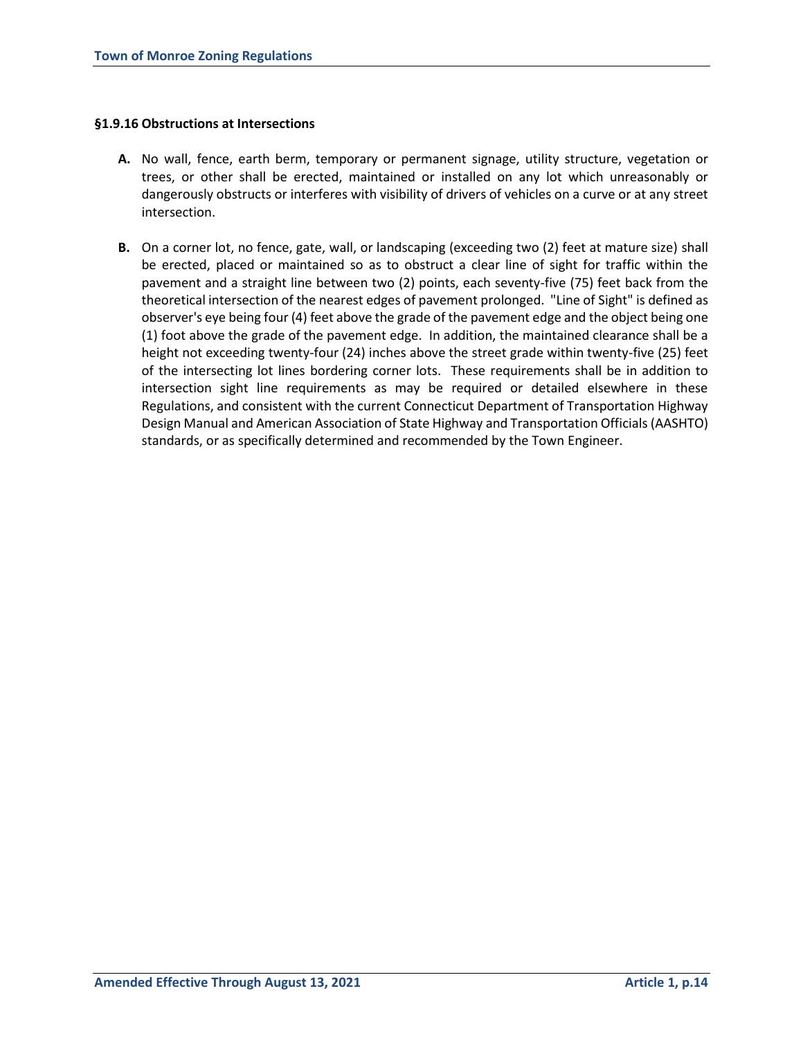**§1.9.16 Obstructions at Intersections**

**A.** No wall, fence, earth berm, temporary or permanent signage, utility structure, vegetation or trees, or other shall be erected, maintained or installed on any lot which unreasonably or dangerously obstructs or interferes with visibility of drivers of vehicles on a curve or at any street intersection.

**B.** On a corner lot, no fence, gate, wall, or landscaping (exceeding two (2) feet at mature size) shall be erected, placed or maintained so as to obstruct a clear line of sight for traffic within the pavement and a straight line between two (2) points, each seventy-five (75) feet back from the theoretical intersection of the nearest edges of pavement prolonged. "Line of Sight" is defined as observer's eye being four (4) feet above the grade of the pavement edge and the object being one (1) foot above the grade of the pavement edge. In addition, the maintained clearance shall be a height not exceeding twenty-four (24) inches above the street grade within twenty-five (25) feet of the intersecting lot lines bordering corner lots. These requirements shall be in addition to intersection sight line requirements as may be required or detailed elsewhere in these Regulations, and consistent with the current Connecticut Department of Transportation Highway Design Manual and American Association of State Highway and Transportation Officials (AASHTO) standards, or as specifically determined and recommended by the Town Engineer.